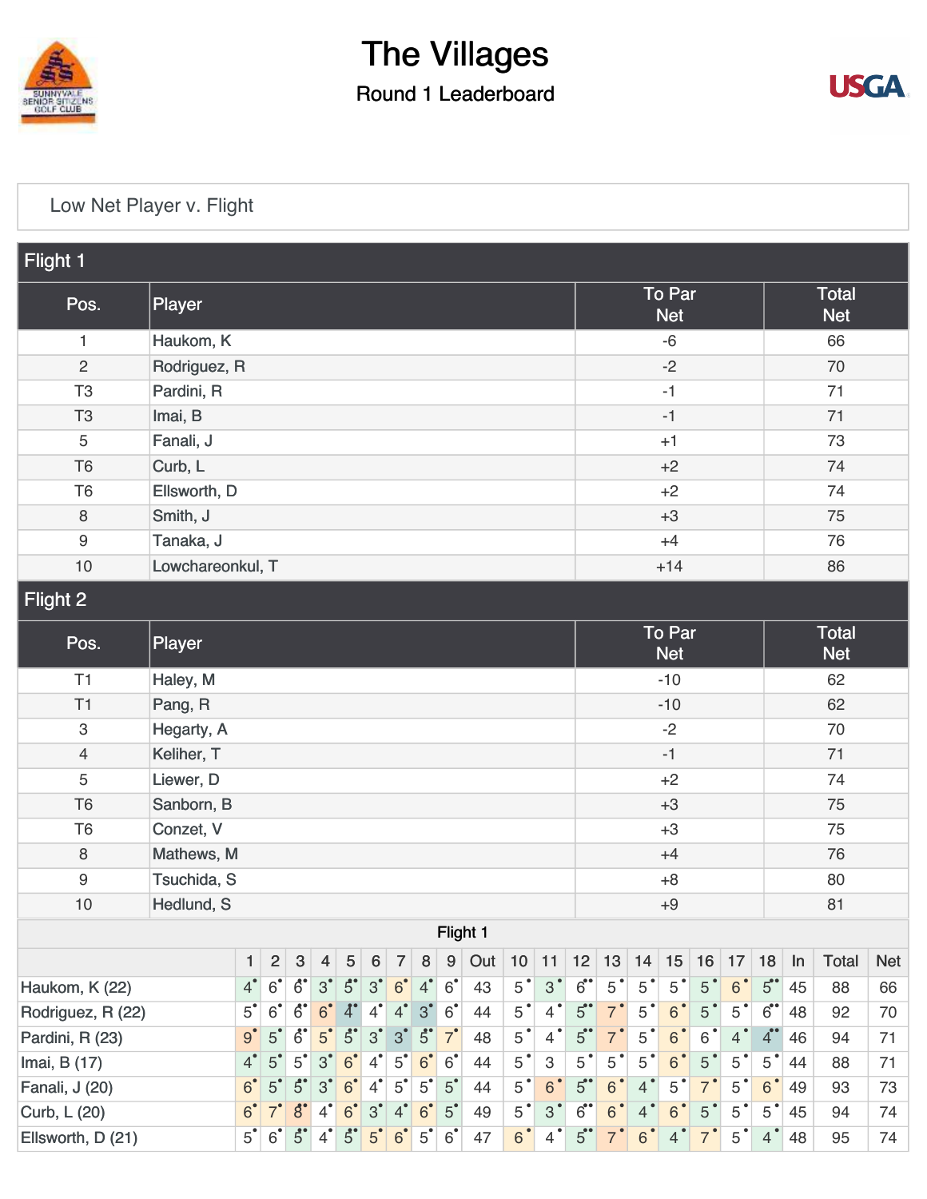# The Villages

## Round 1 Leaderboard

Low Net Player v. Flight

### Flight 1

| Pos. | Player | To Par Net | Total Net |
|---|---|---|---|
| 1 | Haukom, K | -6 | 66 |
| 2 | Rodriguez, R | -2 | 70 |
| T3 | Pardini, R | -1 | 71 |
| T3 | Imai, B | -1 | 71 |
| 5 | Fanali, J | +1 | 73 |
| T6 | Curb, L | +2 | 74 |
| T6 | Ellsworth, D | +2 | 74 |
| 8 | Smith, J | +3 | 75 |
| 9 | Tanaka, J | +4 | 76 |
| 10 | Lowchareonkul, T | +14 | 86 |

### Flight 2

| Pos. | Player | To Par Net | Total Net |
|---|---|---|---|
| T1 | Haley, M | -10 | 62 |
| T1 | Pang, R | -10 | 62 |
| 3 | Hegarty, A | -2 | 70 |
| 4 | Keliher, T | -1 | 71 |
| 5 | Liewer, D | +2 | 74 |
| T6 | Sanborn, B | +3 | 75 |
| T6 | Conzet, V | +3 | 75 |
| 8 | Mathews, M | +4 | 76 |
| 9 | Tsuchida, S | +8 | 80 |
| 10 | Hedlund, S | +9 | 81 |

### Flight 1

| | 1 | 2 | 3 | 4 | 5 | 6 | 7 | 8 | 9 | Out | 10 | 11 | 12 | 13 | 14 | 15 | 16 | 17 | 18 | In | Total | Net |
|---|---|---|---|---|---|---|---|---|---|---|---|---|---|---|---|---|---|---|---|---|---|---|
| Haukom, K (22) | 4 | 6 | 6 | 3 | 5 | 3 | 6 | 4 | 6 | 43 | 5 | 3 | 6 | 5 | 5 | 5 | 5 | 6 | 5 | 45 | 88 | 66 |
| Rodriguez, R (22) | 5 | 6 | 6 | 6 | 4 | 4 | 4 | 3 | 6 | 44 | 5 | 4 | 5 | 7 | 5 | 6 | 5 | 5 | 6 | 48 | 92 | 70 |
| Pardini, R (23) | 9 | 5 | 6 | 5 | 5 | 3 | 3 | 5 | 7 | 48 | 5 | 4 | 5 | 7 | 5 | 6 | 6 | 4 | 4 | 46 | 94 | 71 |
| Imai, B (17) | 4 | 5 | 5 | 3 | 6 | 4 | 5 | 6 | 6 | 44 | 5 | 3 | 5 | 5 | 5 | 6 | 5 | 5 | 5 | 44 | 88 | 71 |
| Fanali, J (20) | 6 | 5 | 5 | 3 | 6 | 4 | 5 | 5 | 5 | 44 | 5 | 6 | 5 | 6 | 4 | 5 | 7 | 5 | 6 | 49 | 93 | 73 |
| Curb, L (20) | 6 | 7 | 8 | 4 | 6 | 3 | 4 | 6 | 5 | 49 | 5 | 3 | 6 | 6 | 4 | 6 | 5 | 5 | 5 | 45 | 94 | 74 |
| Ellsworth, D (21) | 5 | 6 | 5 | 4 | 5 | 5 | 6 | 5 | 6 | 47 | 6 | 4 | 5 | 7 | 6 | 4 | 7 | 5 | 4 | 48 | 95 | 74 |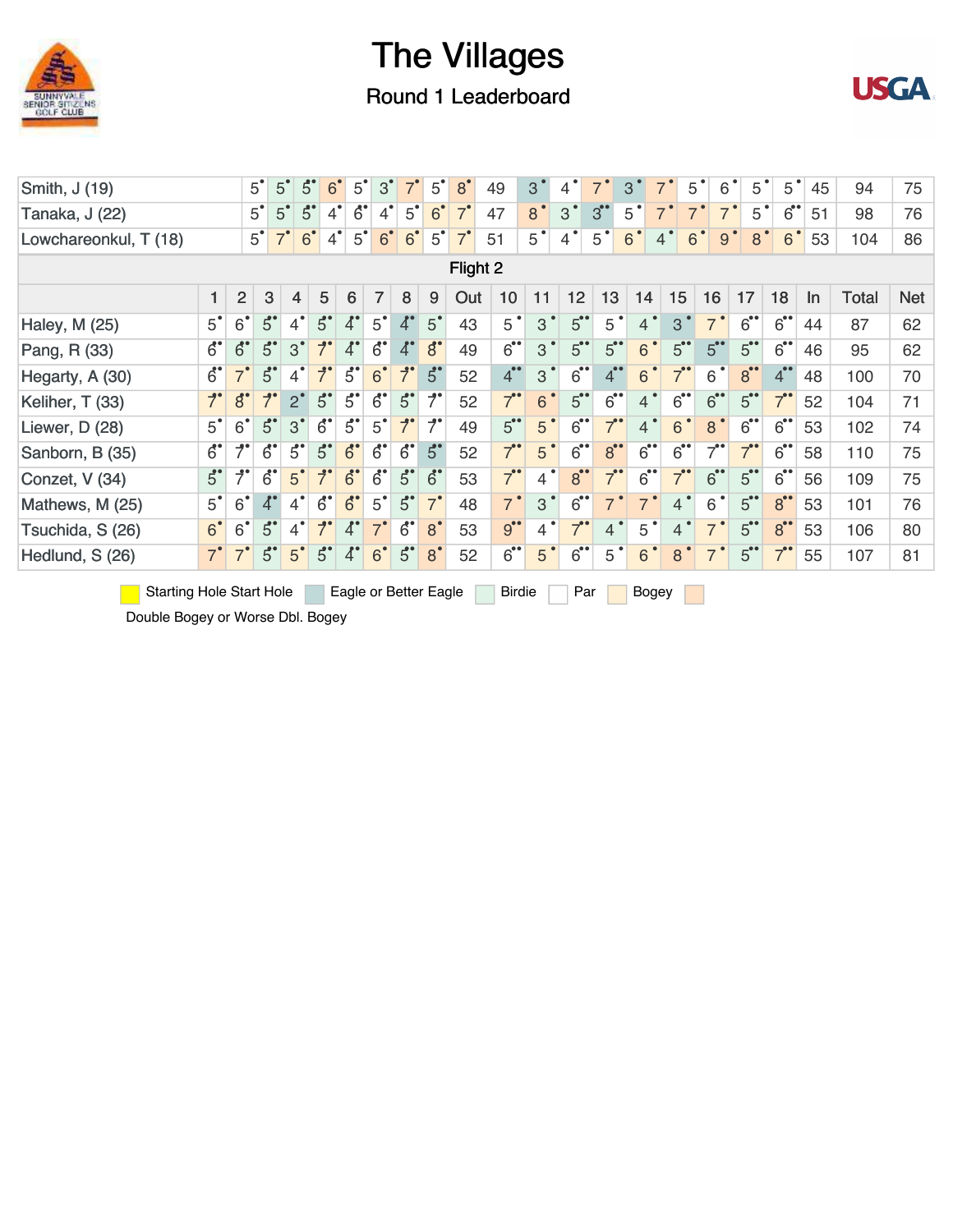# The Villages

## Round 1 Leaderboard

| | 1 | 2 | 3 | 4 | 5 | 6 | 7 | 8 | 9 | Out | 10 | 11 | 12 | 13 | 14 | 15 | 16 | 17 | 18 | In | Total | Net |
|---|---|---|---|---|---|---|---|---|---|---|---|---|---|---|---|---|---|---|---|---|---|---|
| Smith, J (19) | 5 | 5 | 5 | 6 | 5 | 3 | 7 | 5 | 8 | 49 | 3 | 4 | 7 | 3 | 7 | 5 | 6 | 5 | 5 | 45 | 94 | 75 |
| Tanaka, J (22) | 5 | 5 | 5 | 4 | 6 | 4 | 5 | 6 | 7 | 47 | 8 | 3 | 3 | 5 | 7 | 7 | 7 | 5 | 6 | 51 | 98 | 76 |
| Lowchareonkul, T (18) | 5 | 7 | 6 | 4 | 5 | 6 | 6 | 5 | 7 | 51 | 5 | 4 | 5 | 6 | 4 | 6 | 9 | 8 | 6 | 53 | 104 | 86 |

**Flight 2**

| | 1 | 2 | 3 | 4 | 5 | 6 | 7 | 8 | 9 | Out | 10 | 11 | 12 | 13 | 14 | 15 | 16 | 17 | 18 | In | Total | Net |
|---|---|---|---|---|---|---|---|---|---|---|---|---|---|---|---|---|---|---|---|---|---|---|
| Haley, M (25) | 5 | 6 | 5 | 4 | 5 | 4 | 5 | 4 | 5 | 43 | 5 | 3 | 5 | 5 | 4 | 3 | 7 | 6 | 6 | 44 | 87 | 62 |
| Pang, R (33) | 6 | 6 | 5 | 3 | 7 | 4 | 6 | 4 | 8 | 49 | 6 | 3 | 5 | 5 | 6 | 5 | 5 | 5 | 6 | 46 | 95 | 62 |
| Hegarty, A (30) | 6 | 7 | 5 | 4 | 7 | 5 | 6 | 7 | 5 | 52 | 4 | 3 | 6 | 4 | 6 | 7 | 6 | 8 | 4 | 48 | 100 | 70 |
| Keliher, T (33) | 7 | 8 | 7 | 2 | 5 | 5 | 6 | 5 | 7 | 52 | 7 | 6 | 5 | 6 | 4 | 6 | 6 | 5 | 7 | 52 | 104 | 71 |
| Liewer, D (28) | 5 | 6 | 5 | 3 | 6 | 5 | 5 | 7 | 7 | 49 | 5 | 5 | 6 | 7 | 4 | 6 | 8 | 6 | 6 | 53 | 102 | 74 |
| Sanborn, B (35) | 6 | 7 | 6 | 5 | 5 | 6 | 6 | 6 | 5 | 52 | 7 | 5 | 6 | 8 | 6 | 6 | 7 | 7 | 6 | 58 | 110 | 75 |
| Conzet, V (34) | 5 | 7 | 6 | 5 | 7 | 6 | 6 | 5 | 6 | 53 | 7 | 4 | 8 | 7 | 6 | 7 | 6 | 5 | 6 | 56 | 109 | 75 |
| Mathews, M (25) | 5 | 6 | 4 | 4 | 6 | 6 | 5 | 5 | 7 | 48 | 7 | 3 | 6 | 7 | 7 | 4 | 6 | 5 | 8 | 53 | 101 | 76 |
| Tsuchida, S (26) | 6 | 6 | 5 | 4 | 7 | 4 | 7 | 6 | 8 | 53 | 9 | 4 | 7 | 4 | 5 | 4 | 7 | 5 | 8 | 53 | 106 | 80 |
| Hedlund, S (26) | 7 | 7 | 5 | 5 | 5 | 4 | 6 | 5 | 8 | 52 | 6 | 5 | 6 | 5 | 6 | 8 | 7 | 5 | 7 | 55 | 107 | 81 |

Starting Hole Start Hole | Eagle or Better Eagle | Birdie | Par | Bogey | Double Bogey or Worse Dbl. Bogey